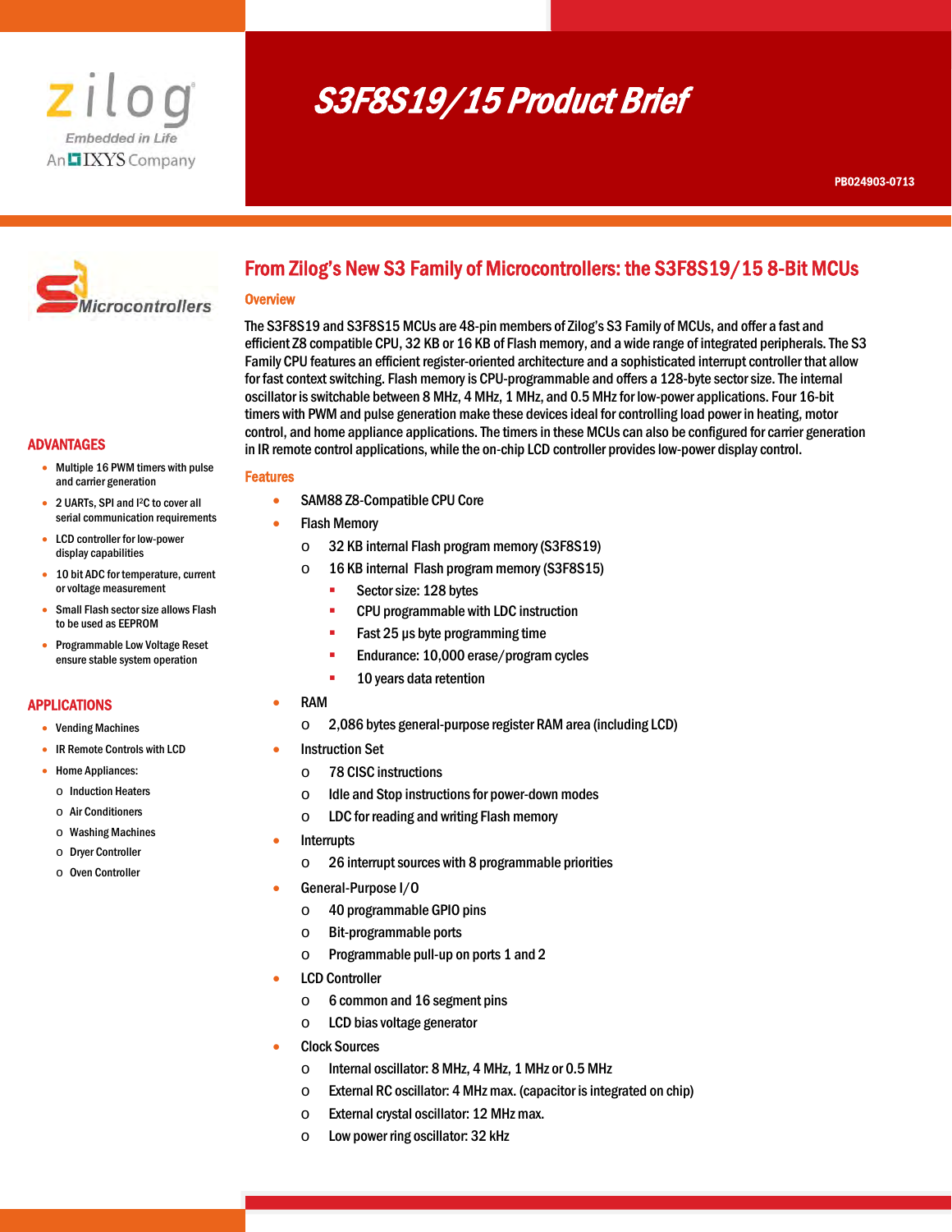# S3F8S19/15 Product Brief

PB024903-0713

## From Zilog's New S3 Family of Microcontrollers: the S3F8S19/15 8-Bit MCUs

### Overview

The S3F8S19 and S3F8S15 MCUs are 48-pin members of Zilog's S3 Family of MCUs, and offer a fast and efficient Z8 compatible CPU, 32 KB or 16 KB of Flash memory, and a wide range of integrated peripherals. The S3 Family CPU features an efficient register-oriented architecture and a sophisticated interrupt controller that allow for fast context switching. Flash memory is CPU-programmable and offers a 128-byte sector size. The internal oscillator is switchable between 8 MHz, 4 MHz, 1 MHz, and 0.5 MHz for low-power applications. Four 16-bit timers with PWM and pulse generation make these devices ideal for controlling load power in heating, motor control, and home appliance applications. The timers in these MCUs can also be configured for carrier generation in IR remote control applications, while the on-chip LCD controller provides low-power display control.

### Features

- SAM88 Z8-Compatible CPU Core
- Flash Memory
  - 32 KB internal Flash program memory (S3F8S19)
  - 16 KB internal Flash program memory (S3F8S15)
    - Sector size: 128 bytes
    - CPU programmable with LDC instruction
    - Fast 25 µs byte programming time
    - Endurance: 10,000 erase/program cycles
    - 10 years data retention
- RAM
  - 2,086 bytes general-purpose register RAM area (including LCD)
- Instruction Set
  - 78 CISC instructions
  - Idle and Stop instructions for power-down modes
  - LDC for reading and writing Flash memory
- Interrupts
  - 26 interrupt sources with 8 programmable priorities
- General-Purpose I/O
  - 40 programmable GPIO pins
  - Bit-programmable ports
  - Programmable pull-up on ports 1 and 2
- LCD Controller
  - 6 common and 16 segment pins
  - LCD bias voltage generator
- Clock Sources
  - Internal oscillator: 8 MHz, 4 MHz, 1 MHz or 0.5 MHz
  - External RC oscillator: 4 MHz max. (capacitor is integrated on chip)
  - External crystal oscillator: 12 MHz max.
  - Low power ring oscillator: 32 kHz

## ADVANTAGES

- Multiple 16 PWM timers with pulse and carrier generation
- 2 UARTs, SPI and I²C to cover all serial communication requirements
- LCD controller for low-power display capabilities
- 10 bit ADC for temperature, current or voltage measurement
- Small Flash sector size allows Flash to be used as EEPROM
- Programmable Low Voltage Reset ensure stable system operation

## APPLICATIONS

- Vending Machines
- IR Remote Controls with LCD
- Home Appliances:
  - Induction Heaters
  - Air Conditioners
  - Washing Machines
  - Dryer Controller
  - Oven Controller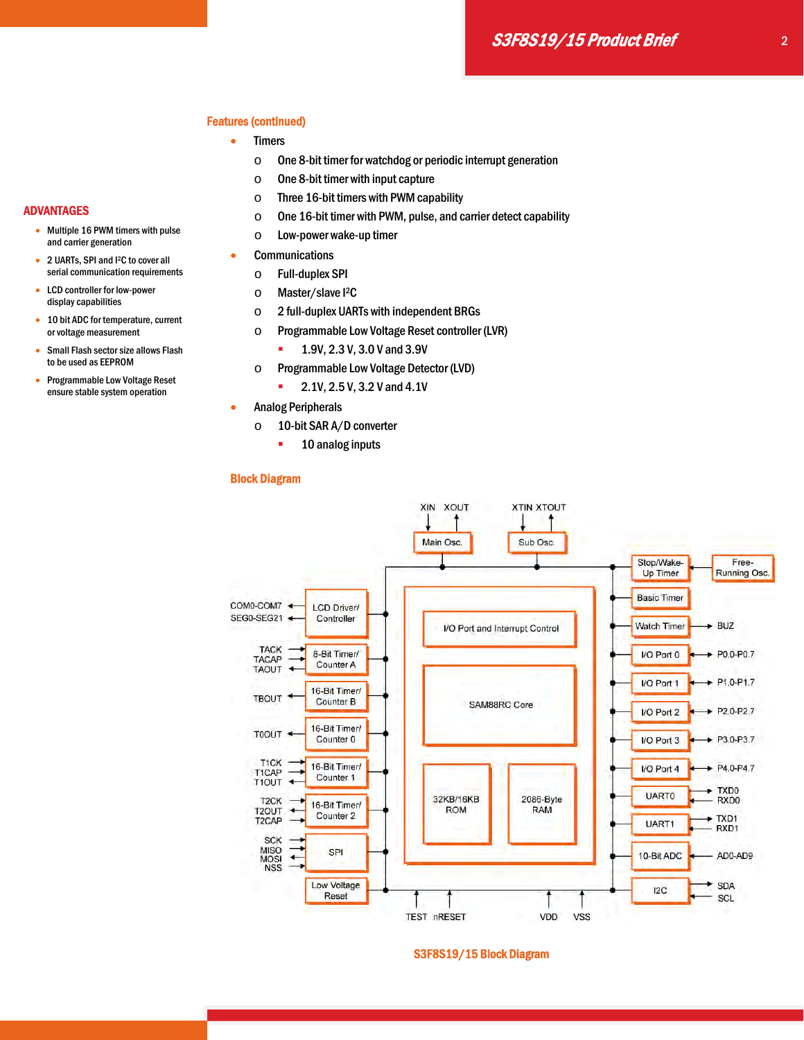## ADVANTAGES

- Multiple 16 PWM timers with pulse and carrier generation
- 2 UARTs, SPI and I²C to cover all serial communication requirements
- LCD controller for low-power display capabilities
- 10 bit ADC for temperature, current or voltage measurement
- Small Flash sector size allows Flash to be used as EEPROM
- Programmable Low Voltage Reset ensure stable system operation

## Features (continued)

- Timers
  - One 8-bit timer for watchdog or periodic interrupt generation
  - One 8-bit timer with input capture
  - Three 16-bit timers with PWM capability
  - One 16-bit timer with PWM, pulse, and carrier detect capability
  - Low-power wake-up timer
- Communications
  - Full-duplex SPI
  - Master/slave I²C
  - 2 full-duplex UARTs with independent BRGs
  - Programmable Low Voltage Reset controller (LVR)
    - 1.9V, 2.3 V, 3.0 V and 3.9V
  - Programmable Low Voltage Detector (LVD)
    - 2.1V, 2.5 V, 3.2 V and 4.1V
- Analog Peripherals
  - 10-bit SAR A/D converter
    - 10 analog inputs

## Block Diagram

XIN XOUT → Main Osc.; XTIN XTOUT → Sub Osc.

Core: I/O Port and Interrupt Control; SAM88RC Core; 32KB/16KB ROM; 2086-Byte RAM

Left blocks: COM0-COM7, SEG0-SEG21 — LCD Driver/ Controller; TACK, TACAP, TAOUT — 8-Bit Timer/ Counter A; TBOUT — 16-Bit Timer/ Counter B; T0OUT — 16-Bit Timer/ Counter 0; T1CK, T1CAP, T1OUT — 16-Bit Timer/ Counter 1; T2CK, T2OUT, T2CAP — 16-Bit Timer/ Counter 2; SCK, MISO, MOSI, NSS — SPI; Low Voltage Reset

Right blocks: Stop/Wake-Up Timer — Free-Running Osc.; Basic Timer; Watch Timer — BUZ; I/O Port 0 — P0.0-P0.7; I/O Port 1 — P1.0-P1.7; I/O Port 2 — P2.0-P2.7; I/O Port 3 — P3.0-P3.7; I/O Port 4 — P4.0-P4.7; UART0 — TXD0, RXD0; UART1 — TXD1, RXD1; 10-Bit ADC — AD0-AD9; I2C — SDA, SCL

Bottom pins: TEST, nRESET, VDD, VSS

S3F8S19/15 Block Diagram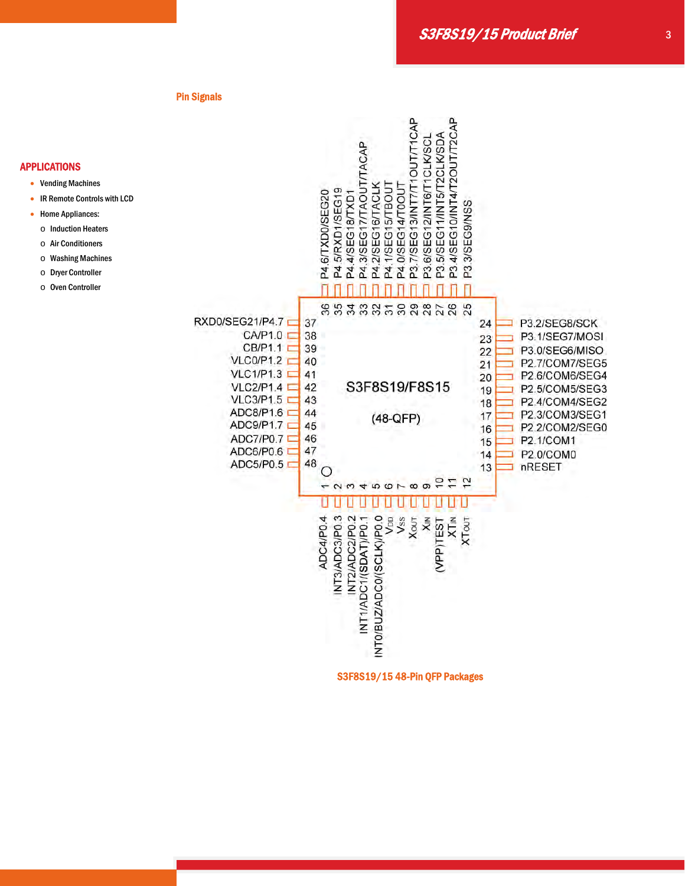## Pin Signals

## APPLICATIONS

- Vending Machines
- IR Remote Controls with LCD
- Home Appliances:
  - Induction Heaters
  - Air Conditioners
  - Washing Machines
  - Dryer Controller
  - Oven Controller

| Pin | Signal | Pin | Signal |
|---|---|---|---|
| 1 | ADC4/P0.4 | 25 | P3.3/SEG9/NSS |
| 2 | INT3/ADC3/P0.3 | 26 | P3.4/SEG10/INT4/T2OUT/T2CAP |
| 3 | INT2/ADC2/P0.2 | 27 | P3.5/SEG11/INT5/T2CLK/SDA |
| 4 | INT1/ADC1/(SDAT)/P0.1 | 28 | P3.6/SEG12/INT6/T1CLK/SCL |
| 5 | INT0/BUZ/ADC0/(SCLK)/P0.0 | 29 | P3.7/SEG13/INT7/T1OUT/T1CAP |
| 6 | $V_{DD}$ | 30 | P4.0/SEG14/T0OUT |
| 7 | $V_{SS}$ | 31 | P4.1/SEG15/TBOUT |
| 8 | $X_{OUT}$ | 32 | P4.2/SEG16/TACLK |
| 9 | $X_{IN}$ | 33 | P4.3/SEG17/TAOUT/TACAP |
| 10 | (VPP)TEST | 34 | P4.4/SEG18/TXD1 |
| 11 | $XT_{IN}$ | 35 | P4.5/RXD1/SEG19 |
| 12 | $XT_{OUT}$ | 36 | P4.6/TXD0/SEG20 |
| 13 | nRESET | 37 | RXD0/SEG21/P4.7 |
| 14 | P2.0/COM0 | 38 | CA/P1.0 |
| 15 | P2.1/COM1 | 39 | CB/P1.1 |
| 16 | P2.2/COM2/SEG0 | 40 | VLC0/P1.2 |
| 17 | P2.3/COM3/SEG1 | 41 | VLC1/P1.3 |
| 18 | P2.4/COM4/SEG2 | 42 | VLC2/P1.4 |
| 19 | P2.5/COM5/SEG3 | 43 | VLC3/P1.5 |
| 20 | P2.6/COM6/SEG4 | 44 | ADC8/P1.6 |
| 21 | P2.7/COM7/SEG5 | 45 | ADC9/P1.7 |
| 22 | P3.0/SEG6/MISO | 46 | ADC7/P0.7 |
| 23 | P3.1/SEG7/MOSI | 47 | ADC6/P0.6 |
| 24 | P3.2/SEG8/SCK | 48 | ADC5/P0.5 |

S3F8S19/F8S15 (48-QFP)

S3F8S19/15 48-Pin QFP Packages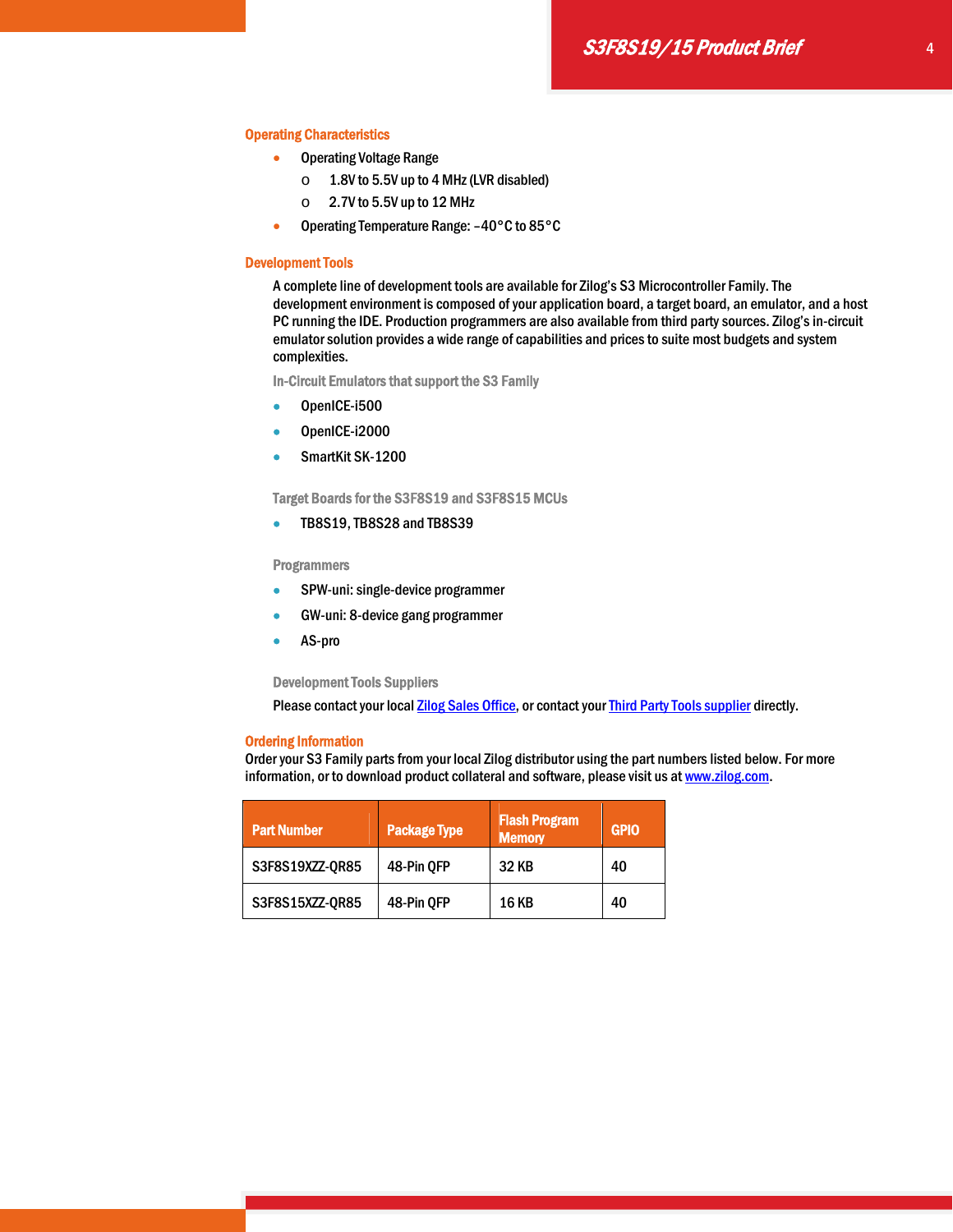## Operating Characteristics

- Operating Voltage Range
  - o 1.8V to 5.5V up to 4 MHz (LVR disabled)
  - o 2.7V to 5.5V up to 12 MHz
- Operating Temperature Range: –40°C to 85°C

## Development Tools

A complete line of development tools are available for Zilog's S3 Microcontroller Family. The development environment is composed of your application board, a target board, an emulator, and a host PC running the IDE. Production programmers are also available from third party sources. Zilog's in-circuit emulator solution provides a wide range of capabilities and prices to suite most budgets and system complexities.

### In-Circuit Emulators that support the S3 Family

- OpenICE-i500
- OpenICE-i2000
- SmartKit SK-1200

### Target Boards for the S3F8S19 and S3F8S15 MCUs

- TB8S19, TB8S28 and TB8S39

### Programmers

- SPW-uni: single-device programmer
- GW-uni: 8-device gang programmer
- AS-pro

### Development Tools Suppliers

Please contact your local Zilog Sales Office, or contact your Third Party Tools supplier directly.

## Ordering Information

Order your S3 Family parts from your local Zilog distributor using the part numbers listed below. For more information, or to download product collateral and software, please visit us at www.zilog.com.

| Part Number | Package Type | Flash Program Memory | GPIO |
|---|---|---|---|
| S3F8S19XZZ-QR85 | 48-Pin QFP | 32 KB | 40 |
| S3F8S15XZZ-QR85 | 48-Pin QFP | 16 KB | 40 |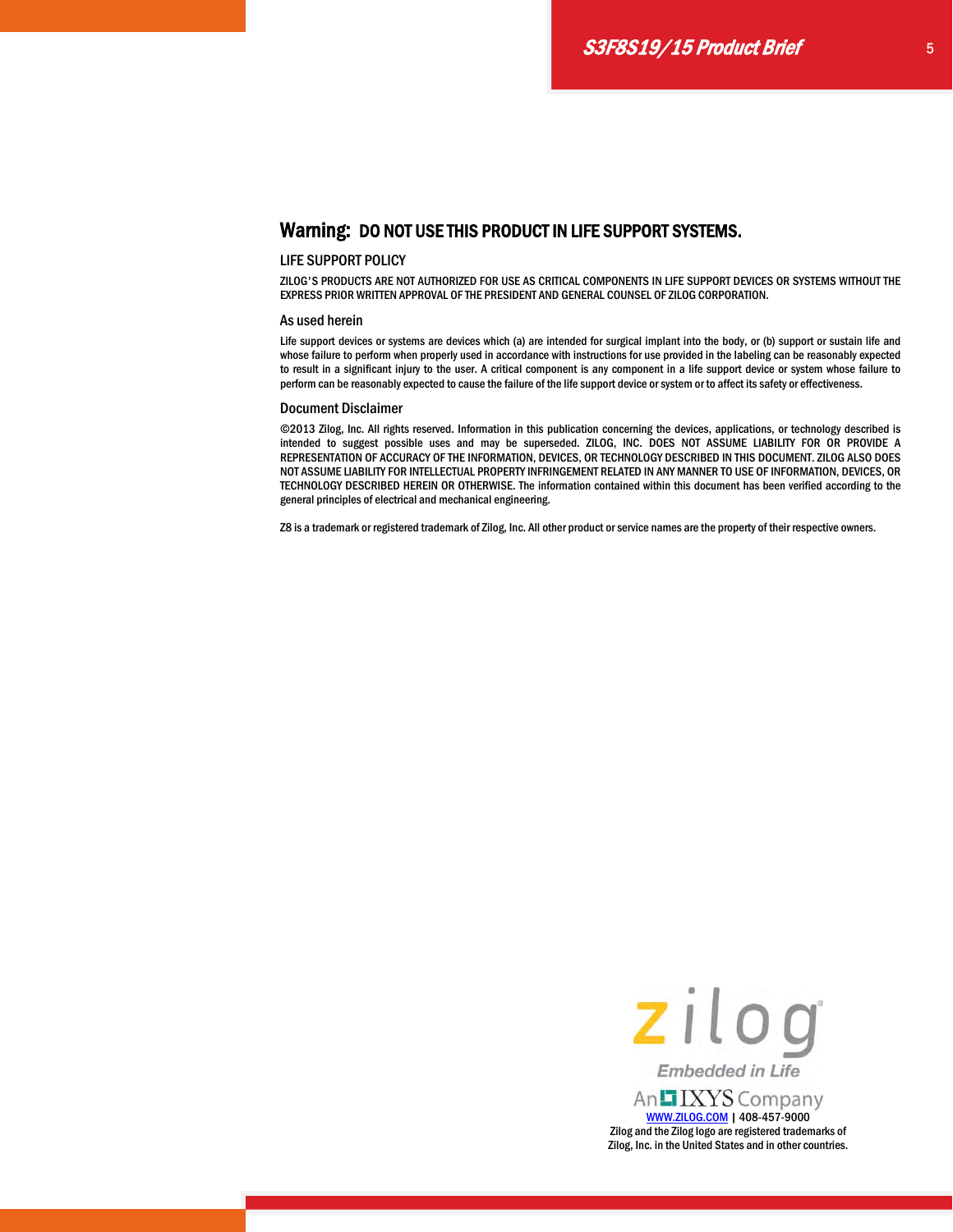## Warning: DO NOT USE THIS PRODUCT IN LIFE SUPPORT SYSTEMS.

### LIFE SUPPORT POLICY

ZILOG'S PRODUCTS ARE NOT AUTHORIZED FOR USE AS CRITICAL COMPONENTS IN LIFE SUPPORT DEVICES OR SYSTEMS WITHOUT THE EXPRESS PRIOR WRITTEN APPROVAL OF THE PRESIDENT AND GENERAL COUNSEL OF ZILOG CORPORATION.

### As used herein

Life support devices or systems are devices which (a) are intended for surgical implant into the body, or (b) support or sustain life and whose failure to perform when properly used in accordance with instructions for use provided in the labeling can be reasonably expected to result in a significant injury to the user. A critical component is any component in a life support device or system whose failure to perform can be reasonably expected to cause the failure of the life support device or system or to affect its safety or effectiveness.

### Document Disclaimer

©2013 Zilog, Inc. All rights reserved. Information in this publication concerning the devices, applications, or technology described is intended to suggest possible uses and may be superseded. ZILOG, INC. DOES NOT ASSUME LIABILITY FOR OR PROVIDE A REPRESENTATION OF ACCURACY OF THE INFORMATION, DEVICES, OR TECHNOLOGY DESCRIBED IN THIS DOCUMENT. ZILOG ALSO DOES NOT ASSUME LIABILITY FOR INTELLECTUAL PROPERTY INFRINGEMENT RELATED IN ANY MANNER TO USE OF INFORMATION, DEVICES, OR TECHNOLOGY DESCRIBED HEREIN OR OTHERWISE. The information contained within this document has been verified according to the general principles of electrical and mechanical engineering.

Z8 is a trademark or registered trademark of Zilog, Inc. All other product or service names are the property of their respective owners.

zilog
Embedded in Life
An IXYS Company
WWW.ZILOG.COM | 408-457-9000
Zilog and the Zilog logo are registered trademarks of Zilog, Inc. in the United States and in other countries.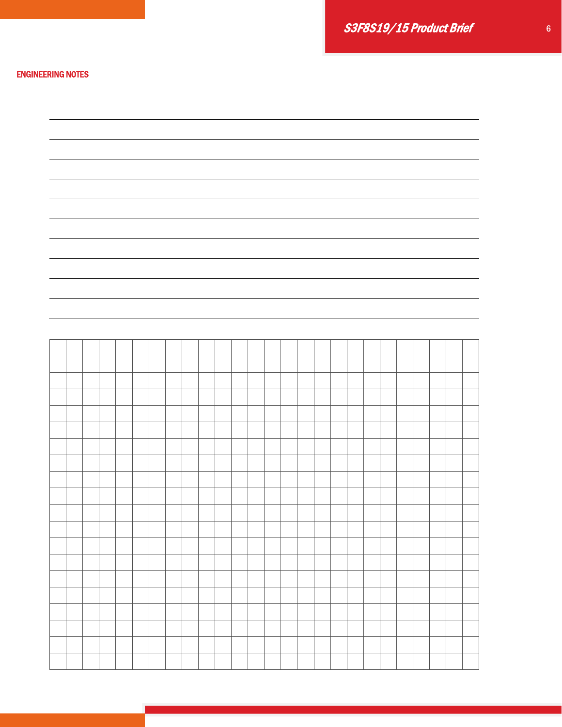## ENGINEERING NOTES